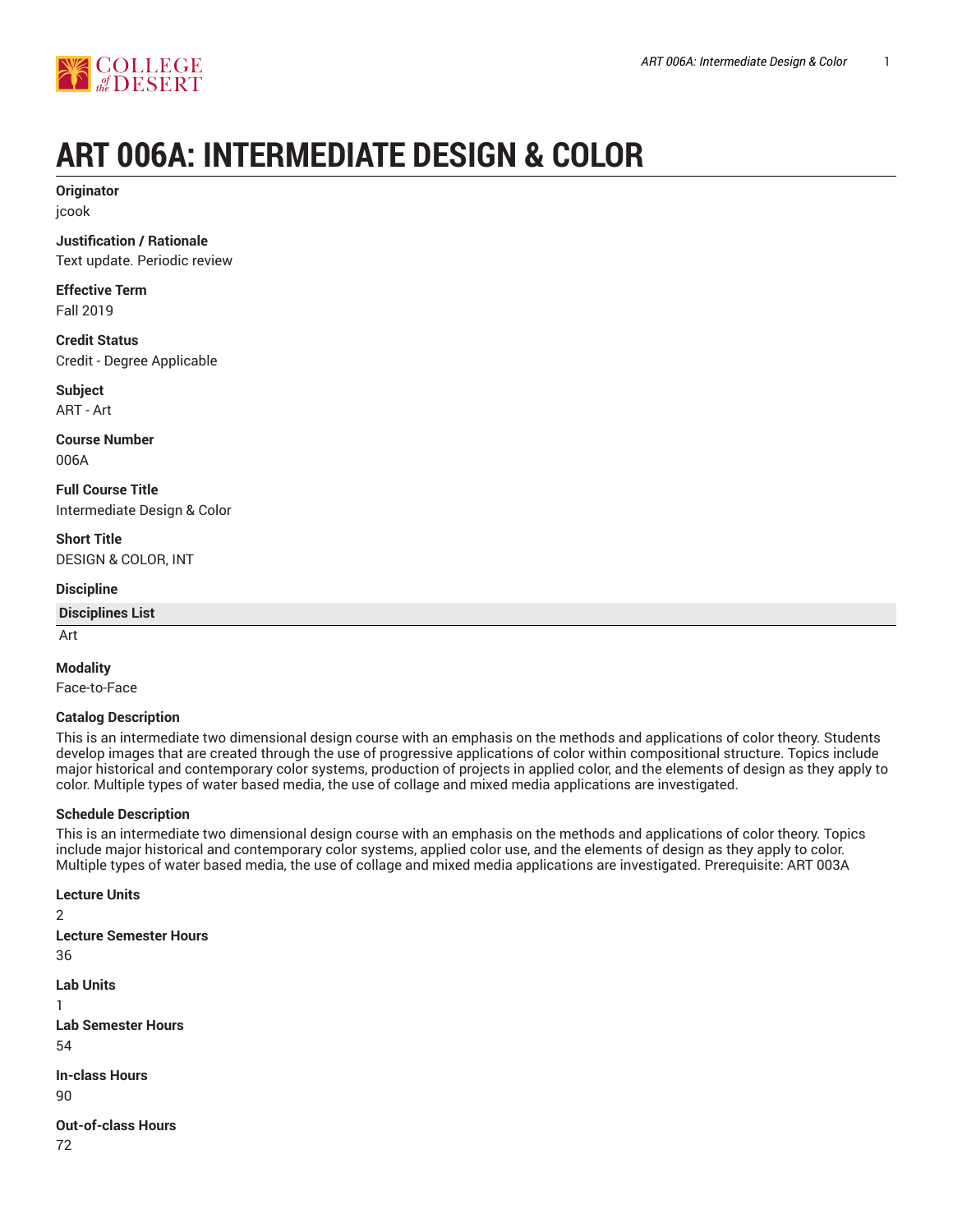# ART 006A: INTERMEDIATE DESIGN & COLOR

**Originator**
jcook

**Justification / Rationale**
Text update. Periodic review

**Effective Term**
Fall 2019

**Credit Status**
Credit - Degree Applicable

**Subject**
ART - Art

**Course Number**
006A

**Full Course Title**
Intermediate Design & Color

**Short Title**
DESIGN & COLOR, INT

**Discipline**

| Disciplines List |
| --- |
| Art |

**Modality**
Face-to-Face

**Catalog Description**
This is an intermediate two dimensional design course with an emphasis on the methods and applications of color theory. Students develop images that are created through the use of progressive applications of color within compositional structure. Topics include major historical and contemporary color systems, production of projects in applied color, and the elements of design as they apply to color. Multiple types of water based media, the use of collage and mixed media applications are investigated.

**Schedule Description**
This is an intermediate two dimensional design course with an emphasis on the methods and applications of color theory. Topics include major historical and contemporary color systems, applied color use, and the elements of design as they apply to color. Multiple types of water based media, the use of collage and mixed media applications are investigated. Prerequisite: ART 003A

**Lecture Units**
2

**Lecture Semester Hours**
36

**Lab Units**
1

**Lab Semester Hours**
54

**In-class Hours**
90

**Out-of-class Hours**
72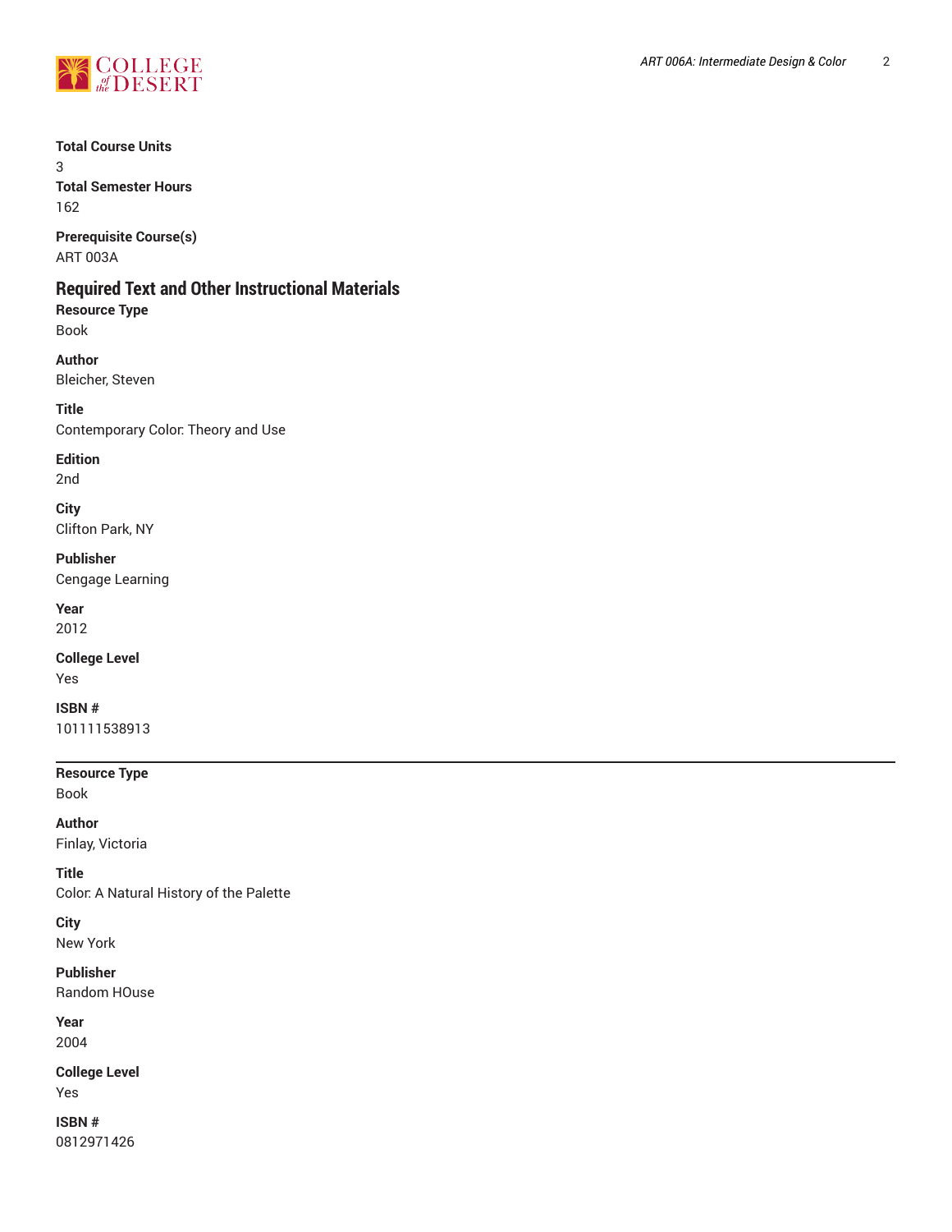**Total Course Units**
3
**Total Semester Hours**
162

**Prerequisite Course(s)**
ART 003A

## Required Text and Other Instructional Materials

**Resource Type**
Book

**Author**
Bleicher, Steven

**Title**
Contemporary Color: Theory and Use

**Edition**
2nd

**City**
Clifton Park, NY

**Publisher**
Cengage Learning

**Year**
2012

**College Level**
Yes

**ISBN #**
101111538913

---

**Resource Type**
Book

**Author**
Finlay, Victoria

**Title**
Color: A Natural History of the Palette

**City**
New York

**Publisher**
Random HOuse

**Year**
2004

**College Level**
Yes

**ISBN #**
0812971426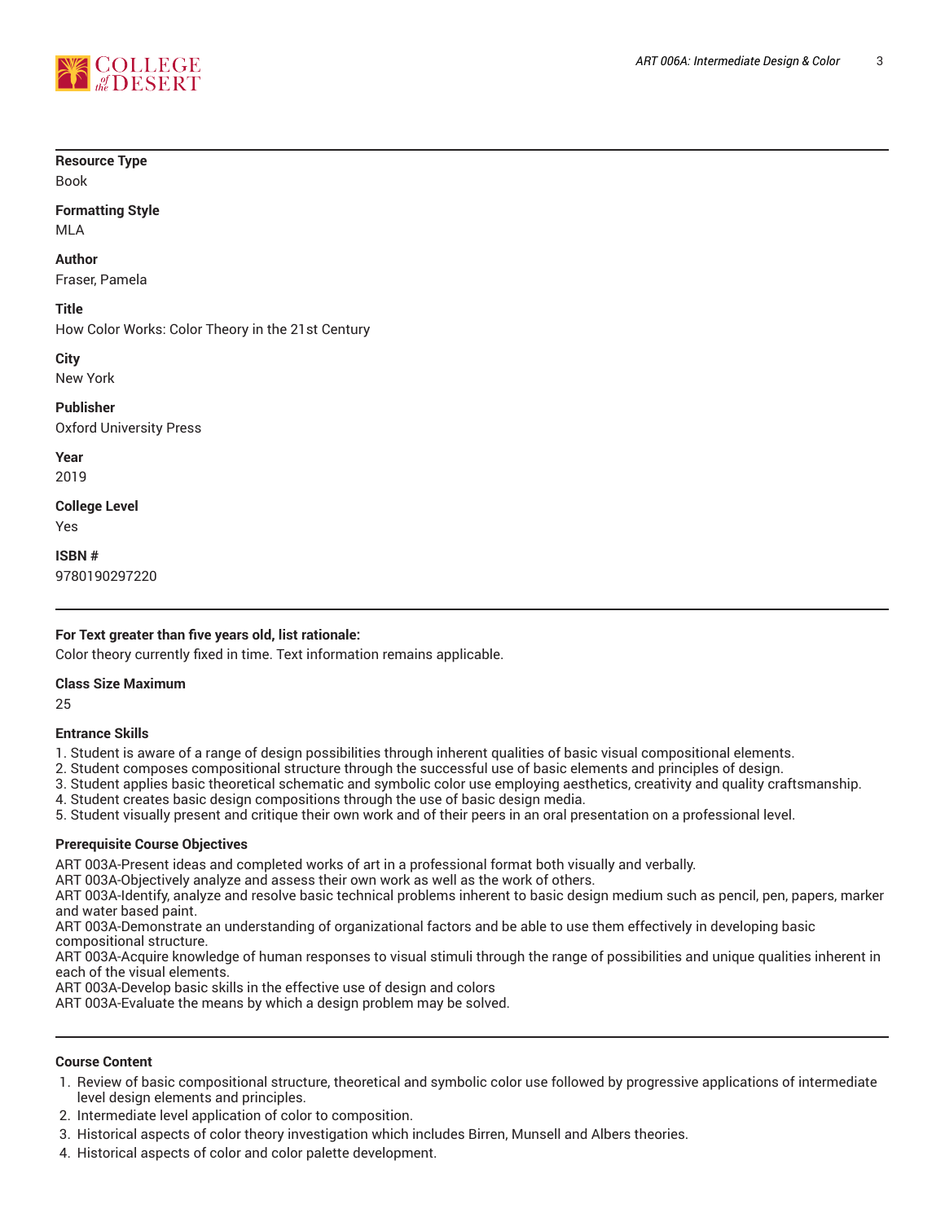**Resource Type**
Book

**Formatting Style**
MLA

**Author**
Fraser, Pamela

**Title**
How Color Works: Color Theory in the 21st Century

**City**
New York

**Publisher**
Oxford University Press

**Year**
2019

**College Level**
Yes

**ISBN #**
9780190297220

---

**For Text greater than five years old, list rationale:**
Color theory currently fixed in time. Text information remains applicable.

**Class Size Maximum**
25

**Entrance Skills**
1. Student is aware of a range of design possibilities through inherent qualities of basic visual compositional elements.
2. Student composes compositional structure through the successful use of basic elements and principles of design.
3. Student applies basic theoretical schematic and symbolic color use employing aesthetics, creativity and quality craftsmanship.
4. Student creates basic design compositions through the use of basic design media.
5. Student visually present and critique their own work and of their peers in an oral presentation on a professional level.

**Prerequisite Course Objectives**
ART 003A-Present ideas and completed works of art in a professional format both visually and verbally.
ART 003A-Objectively analyze and assess their own work as well as the work of others.
ART 003A-Identify, analyze and resolve basic technical problems inherent to basic design medium such as pencil, pen, papers, marker and water based paint.
ART 003A-Demonstrate an understanding of organizational factors and be able to use them effectively in developing basic compositional structure.
ART 003A-Acquire knowledge of human responses to visual stimuli through the range of possibilities and unique qualities inherent in each of the visual elements.
ART 003A-Develop basic skills in the effective use of design and colors
ART 003A-Evaluate the means by which a design problem may be solved.

---

**Course Content**
1. Review of basic compositional structure, theoretical and symbolic color use followed by progressive applications of intermediate level design elements and principles.
2. Intermediate level application of color to composition.
3. Historical aspects of color theory investigation which includes Birren, Munsell and Albers theories.
4. Historical aspects of color and color palette development.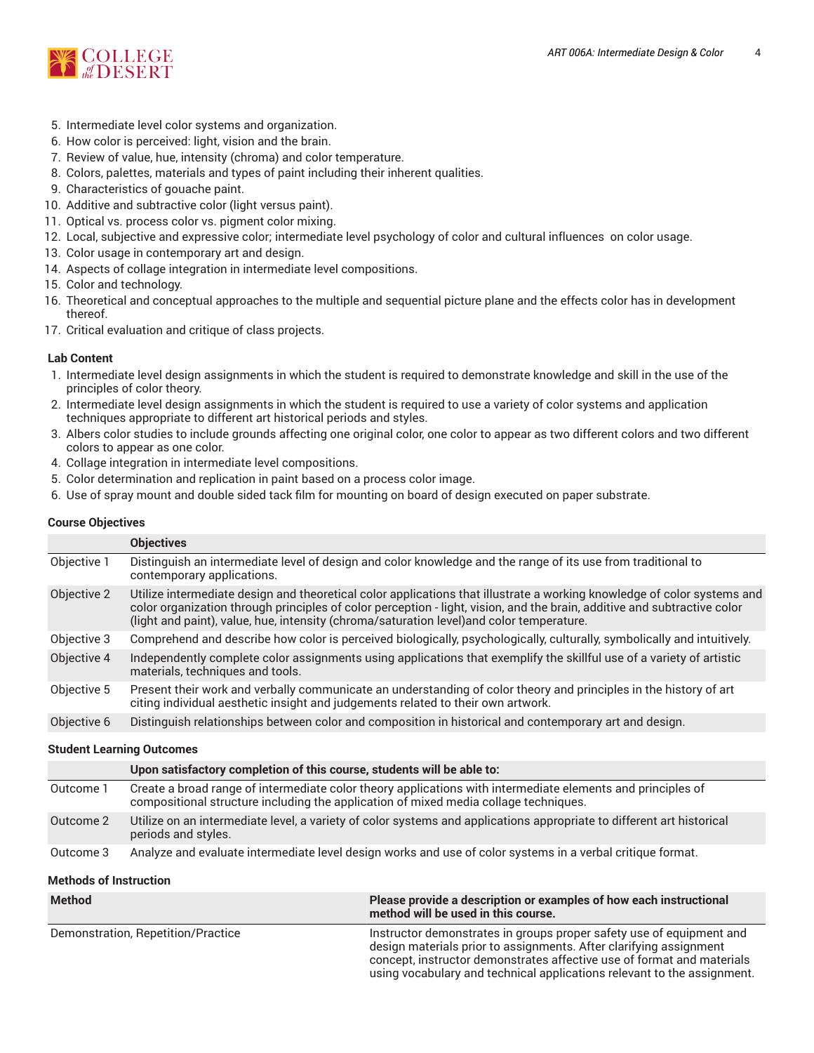5. Intermediate level color systems and organization.
6. How color is perceived: light, vision and the brain.
7. Review of value, hue, intensity (chroma) and color temperature.
8. Colors, palettes, materials and types of paint including their inherent qualities.
9. Characteristics of gouache paint.
10. Additive and subtractive color (light versus paint).
11. Optical vs. process color vs. pigment color mixing.
12. Local, subjective and expressive color; intermediate level psychology of color and cultural influences on color usage.
13. Color usage in contemporary art and design.
14. Aspects of collage integration in intermediate level compositions.
15. Color and technology.
16. Theoretical and conceptual approaches to the multiple and sequential picture plane and the effects color has in development thereof.
17. Critical evaluation and critique of class projects.

**Lab Content**

1. Intermediate level design assignments in which the student is required to demonstrate knowledge and skill in the use of the principles of color theory.
2. Intermediate level design assignments in which the student is required to use a variety of color systems and application techniques appropriate to different art historical periods and styles.
3. Albers color studies to include grounds affecting one original color, one color to appear as two different colors and two different colors to appear as one color.
4. Collage integration in intermediate level compositions.
5. Color determination and replication in paint based on a process color image.
6. Use of spray mount and double sided tack film for mounting on board of design executed on paper substrate.

**Course Objectives**

| | Objectives |
|---|---|
| Objective 1 | Distinguish an intermediate level of design and color knowledge and the range of its use from traditional to contemporary applications. |
| Objective 2 | Utilize intermediate design and theoretical color applications that illustrate a working knowledge of color systems and color organization through principles of color perception - light, vision, and the brain, additive and subtractive color (light and paint), value, hue, intensity (chroma/saturation level)and color temperature. |
| Objective 3 | Comprehend and describe how color is perceived biologically, psychologically, culturally, symbolically and intuitively. |
| Objective 4 | Independently complete color assignments using applications that exemplify the skillful use of a variety of artistic materials, techniques and tools. |
| Objective 5 | Present their work and verbally communicate an understanding of color theory and principles in the history of art citing individual aesthetic insight and judgements related to their own artwork. |
| Objective 6 | Distinguish relationships between color and composition in historical and contemporary art and design. |

**Student Learning Outcomes**

| | Upon satisfactory completion of this course, students will be able to: |
|---|---|
| Outcome 1 | Create a broad range of intermediate color theory applications with intermediate elements and principles of compositional structure including the application of mixed media collage techniques. |
| Outcome 2 | Utilize on an intermediate level, a variety of color systems and applications appropriate to different art historical periods and styles. |
| Outcome 3 | Analyze and evaluate intermediate level design works and use of color systems in a verbal critique format. |

**Methods of Instruction**

| Method | Please provide a description or examples of how each instructional method will be used in this course. |
|---|---|
| Demonstration, Repetition/Practice | Instructor demonstrates in groups proper safety use of equipment and design materials prior to assignments. After clarifying assignment concept, instructor demonstrates affective use of format and materials using vocabulary and technical applications relevant to the assignment. |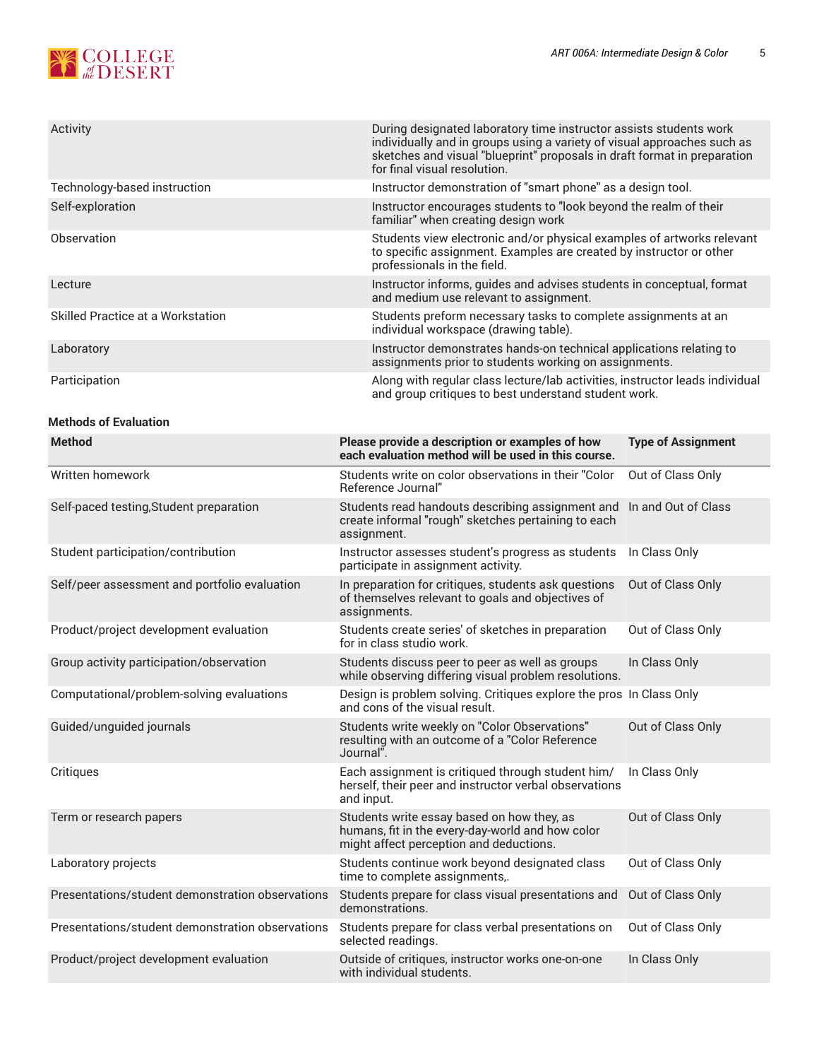| | |
|---|---|
| Activity | During designated laboratory time instructor assists students work individually and in groups using a variety of visual approaches such as sketches and visual "blueprint" proposals in draft format in preparation for final visual resolution. |
| Technology-based instruction | Instructor demonstration of "smart phone" as a design tool. |
| Self-exploration | Instructor encourages students to "look beyond the realm of their familiar" when creating design work |
| Observation | Students view electronic and/or physical examples of artworks relevant to specific assignment. Examples are created by instructor or other professionals in the field. |
| Lecture | Instructor informs, guides and advises students in conceptual, format and medium use relevant to assignment. |
| Skilled Practice at a Workstation | Students preform necessary tasks to complete assignments at an individual workspace (drawing table). |
| Laboratory | Instructor demonstrates hands-on technical applications relating to assignments prior to students working on assignments. |
| Participation | Along with regular class lecture/lab activities, instructor leads individual and group critiques to best understand student work. |

**Methods of Evaluation**

| Method | Please provide a description or examples of how each evaluation method will be used in this course. | Type of Assignment |
|---|---|---|
| Written homework | Students write on color observations in their "Color Reference Journal" | Out of Class Only |
| Self-paced testing,Student preparation | Students read handouts describing assignment and create informal "rough" sketches pertaining to each assignment. | In and Out of Class |
| Student participation/contribution | Instructor assesses student's progress as students participate in assignment activity. | In Class Only |
| Self/peer assessment and portfolio evaluation | In preparation for critiques, students ask questions of themselves relevant to goals and objectives of assignments. | Out of Class Only |
| Product/project development evaluation | Students create series' of sketches in preparation for in class studio work. | Out of Class Only |
| Group activity participation/observation | Students discuss peer to peer as well as groups while observing differing visual problem resolutions. | In Class Only |
| Computational/problem-solving evaluations | Design is problem solving. Critiques explore the pros and cons of the visual result. | In Class Only |
| Guided/unguided journals | Students write weekly on "Color Observations" resulting with an outcome of a "Color Reference Journal". | Out of Class Only |
| Critiques | Each assignment is critiqued through student him/herself, their peer and instructor verbal observations and input. | In Class Only |
| Term or research papers | Students write essay based on how they, as humans, fit in the every-day-world and how color might affect perception and deductions. | Out of Class Only |
| Laboratory projects | Students continue work beyond designated class time to complete assignments,. | Out of Class Only |
| Presentations/student demonstration observations | Students prepare for class visual presentations and demonstrations. | Out of Class Only |
| Presentations/student demonstration observations | Students prepare for class verbal presentations on selected readings. | Out of Class Only |
| Product/project development evaluation | Outside of critiques, instructor works one-on-one with individual students. | In Class Only |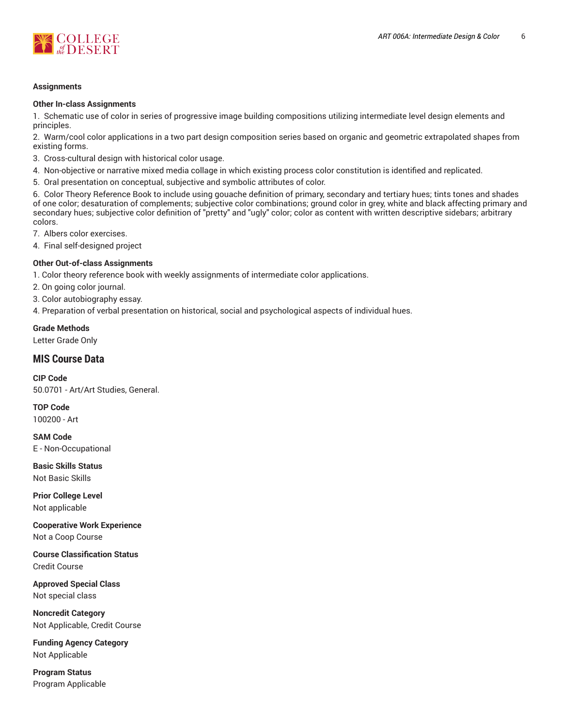#### Assignments

**Other In-class Assignments**

1. Schematic use of color in series of progressive image building compositions utilizing intermediate level design elements and principles.
2. Warm/cool color applications in a two part design composition series based on organic and geometric extrapolated shapes from existing forms.
3. Cross-cultural design with historical color usage.
4. Non-objective or narrative mixed media collage in which existing process color constitution is identified and replicated.
5. Oral presentation on conceptual, subjective and symbolic attributes of color.
6. Color Theory Reference Book to include using gouache definition of primary, secondary and tertiary hues; tints tones and shades of one color; desaturation of complements; subjective color combinations; ground color in grey, white and black affecting primary and secondary hues; subjective color definition of "pretty" and "ugly" color; color as content with written descriptive sidebars; arbitrary colors.
7. Albers color exercises.
4. Final self-designed project

**Other Out-of-class Assignments**

1. Color theory reference book with weekly assignments of intermediate color applications.
2. On going color journal.
3. Color autobiography essay.
4. Preparation of verbal presentation on historical, social and psychological aspects of individual hues.

**Grade Methods**

Letter Grade Only

## MIS Course Data

**CIP Code**

50.0701 - Art/Art Studies, General.

**TOP Code**

100200 - Art

**SAM Code**

E - Non-Occupational

**Basic Skills Status**

Not Basic Skills

**Prior College Level**

Not applicable

**Cooperative Work Experience**

Not a Coop Course

**Course Classification Status**

Credit Course

**Approved Special Class**

Not special class

**Noncredit Category**

Not Applicable, Credit Course

**Funding Agency Category**

Not Applicable

**Program Status**

Program Applicable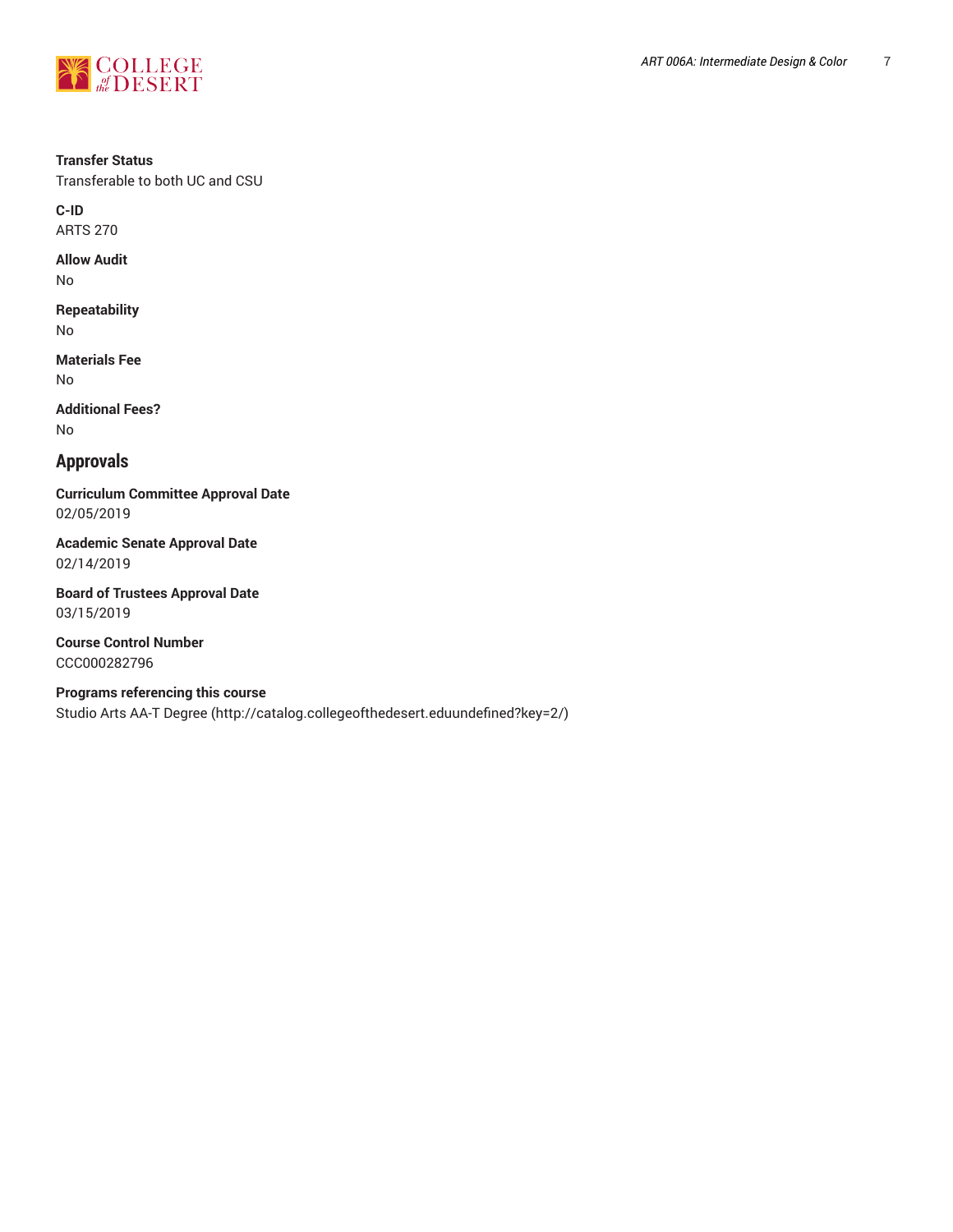**Transfer Status**
Transferable to both UC and CSU

**C-ID**
ARTS 270

**Allow Audit**
No

**Repeatability**
No

**Materials Fee**
No

**Additional Fees?**
No

## Approvals

**Curriculum Committee Approval Date**
02/05/2019

**Academic Senate Approval Date**
02/14/2019

**Board of Trustees Approval Date**
03/15/2019

**Course Control Number**
CCC000282796

**Programs referencing this course**
Studio Arts AA-T Degree (http://catalog.collegeofthedesert.eduundefined?key=2/)